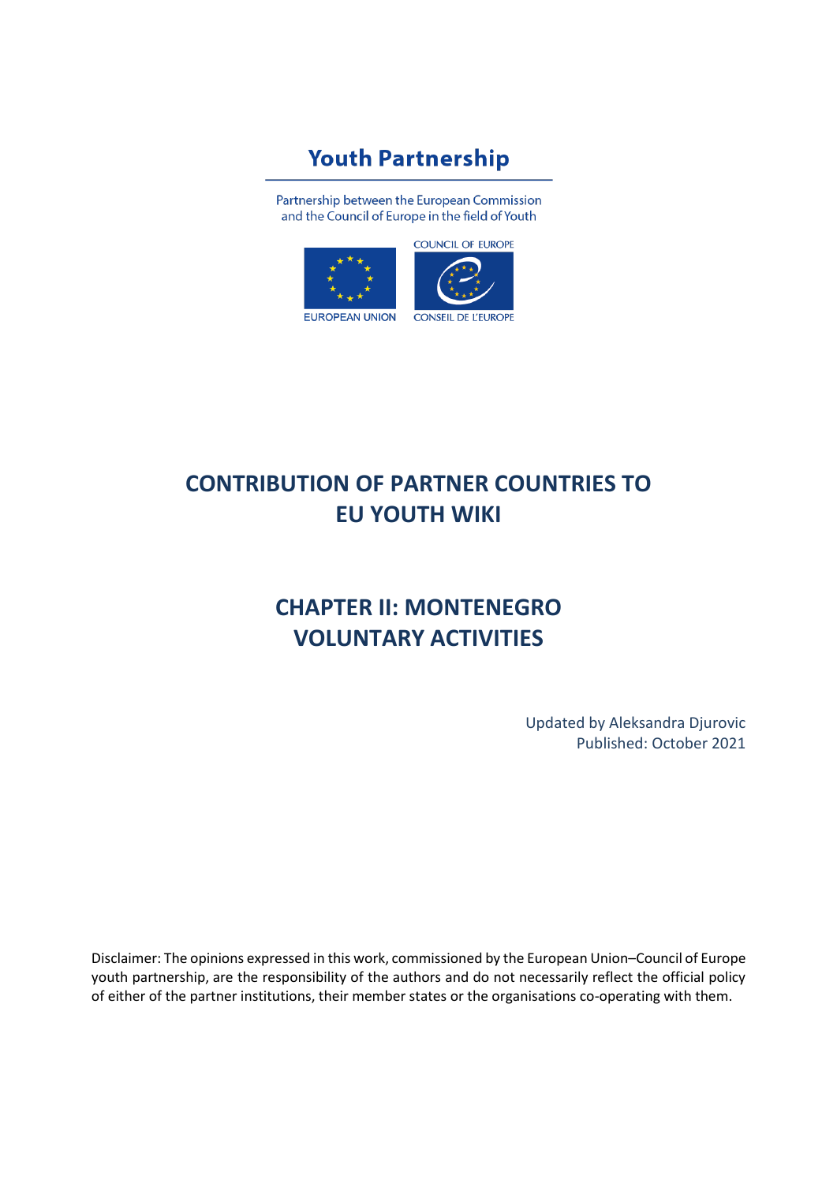Youth Partnership

Partnership between the European Commission and the Council of Europe in the field of Youth

EUROPEAN UNION

COUNCIL OF EUROPE

CONSEIL DE L'EUROPE

# CONTRIBUTION OF PARTNER COUNTRIES TO EU YOUTH WIKI

# CHAPTER II: MONTENEGRO VOLUNTARY ACTIVITIES

Updated by Aleksandra Djurovic

Published: October 2021

Disclaimer: The opinions expressed in this work, commissioned by the European Union–Council of Europe youth partnership, are the responsibility of the authors and do not necessarily reflect the official policy of either of the partner institutions, their member states or the organisations co-operating with them.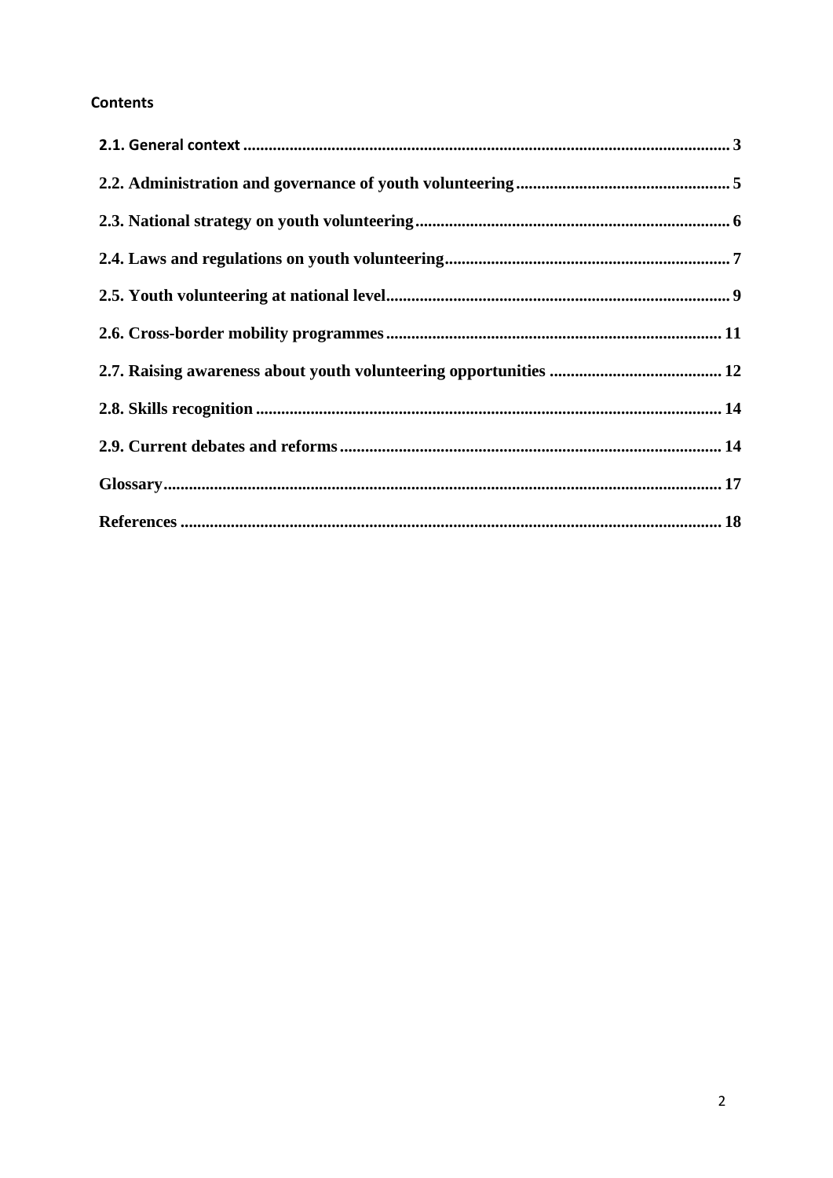**Contents**

**2.1. General context** ..... 3

**2.2. Administration and governance of youth volunteering** ..... 5

**2.3. National strategy on youth volunteering** ..... 6

**2.4. Laws and regulations on youth volunteering** ..... 7

**2.5. Youth volunteering at national level** ..... 9

**2.6. Cross-border mobility programmes** ..... 11

**2.7. Raising awareness about youth volunteering opportunities** ..... 12

**2.8. Skills recognition** ..... 14

**2.9. Current debates and reforms** ..... 14

**Glossary** ..... 17

**References** ..... 18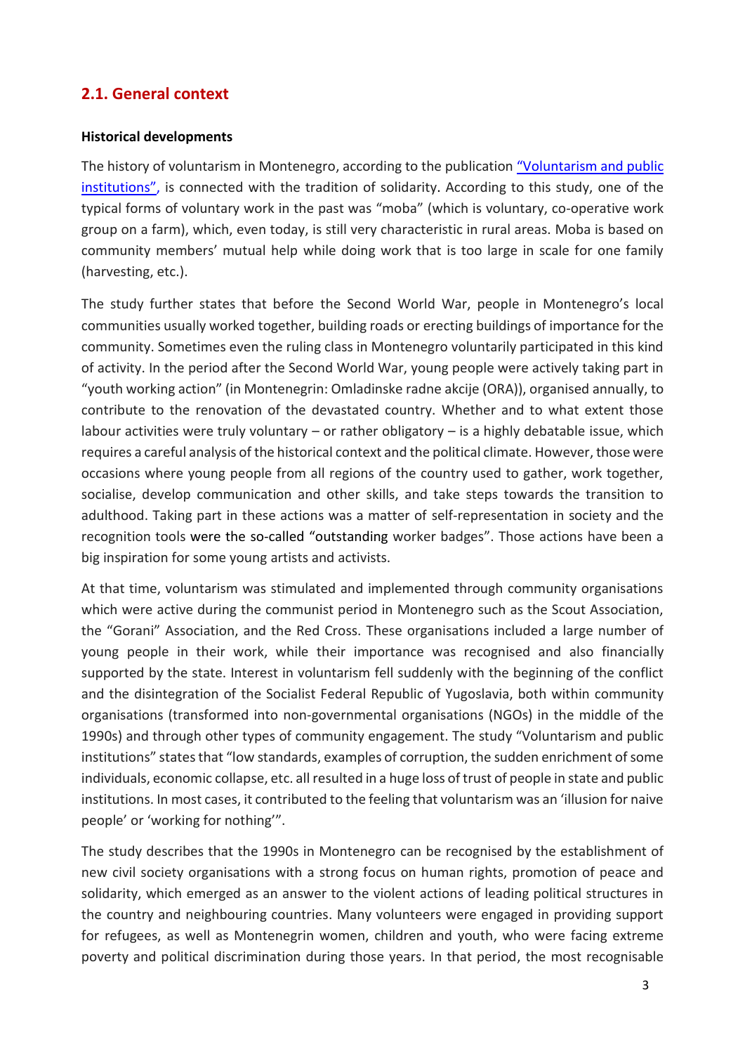## 2.1. General context

**Historical developments**

The history of voluntarism in Montenegro, according to the publication "Voluntarism and public institutions", is connected with the tradition of solidarity. According to this study, one of the typical forms of voluntary work in the past was "moba" (which is voluntary, co-operative work group on a farm), which, even today, is still very characteristic in rural areas. Moba is based on community members' mutual help while doing work that is too large in scale for one family (harvesting, etc.).

The study further states that before the Second World War, people in Montenegro's local communities usually worked together, building roads or erecting buildings of importance for the community. Sometimes even the ruling class in Montenegro voluntarily participated in this kind of activity. In the period after the Second World War, young people were actively taking part in "youth working action" (in Montenegrin: Omladinske radne akcije (ORA)), organised annually, to contribute to the renovation of the devastated country. Whether and to what extent those labour activities were truly voluntary – or rather obligatory – is a highly debatable issue, which requires a careful analysis of the historical context and the political climate. However, those were occasions where young people from all regions of the country used to gather, work together, socialise, develop communication and other skills, and take steps towards the transition to adulthood. Taking part in these actions was a matter of self-representation in society and the recognition tools were the so-called "outstanding worker badges". Those actions have been a big inspiration for some young artists and activists.

At that time, voluntarism was stimulated and implemented through community organisations which were active during the communist period in Montenegro such as the Scout Association, the "Gorani" Association, and the Red Cross. These organisations included a large number of young people in their work, while their importance was recognised and also financially supported by the state. Interest in voluntarism fell suddenly with the beginning of the conflict and the disintegration of the Socialist Federal Republic of Yugoslavia, both within community organisations (transformed into non-governmental organisations (NGOs) in the middle of the 1990s) and through other types of community engagement. The study "Voluntarism and public institutions" states that "low standards, examples of corruption, the sudden enrichment of some individuals, economic collapse, etc. all resulted in a huge loss of trust of people in state and public institutions. In most cases, it contributed to the feeling that voluntarism was an 'illusion for naive people' or 'working for nothing'".

The study describes that the 1990s in Montenegro can be recognised by the establishment of new civil society organisations with a strong focus on human rights, promotion of peace and solidarity, which emerged as an answer to the violent actions of leading political structures in the country and neighbouring countries. Many volunteers were engaged in providing support for refugees, as well as Montenegrin women, children and youth, who were facing extreme poverty and political discrimination during those years. In that period, the most recognisable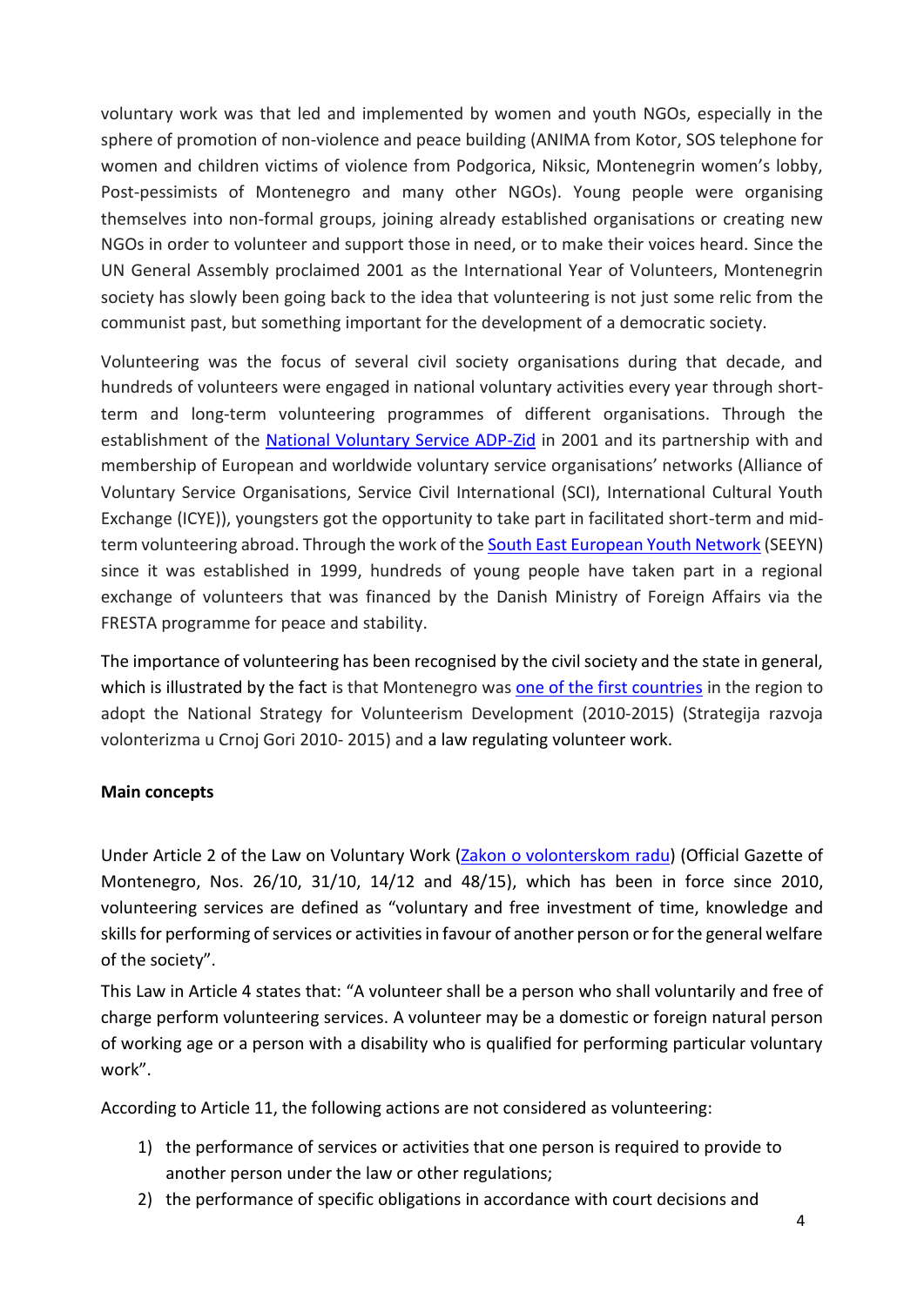voluntary work was that led and implemented by women and youth NGOs, especially in the sphere of promotion of non-violence and peace building (ANIMA from Kotor, SOS telephone for women and children victims of violence from Podgorica, Niksic, Montenegrin women's lobby, Post-pessimists of Montenegro and many other NGOs). Young people were organising themselves into non-formal groups, joining already established organisations or creating new NGOs in order to volunteer and support those in need, or to make their voices heard. Since the UN General Assembly proclaimed 2001 as the International Year of Volunteers, Montenegrin society has slowly been going back to the idea that volunteering is not just some relic from the communist past, but something important for the development of a democratic society.

Volunteering was the focus of several civil society organisations during that decade, and hundreds of volunteers were engaged in national voluntary activities every year through short-term and long-term volunteering programmes of different organisations. Through the establishment of the National Voluntary Service ADP-Zid in 2001 and its partnership with and membership of European and worldwide voluntary service organisations' networks (Alliance of Voluntary Service Organisations, Service Civil International (SCI), International Cultural Youth Exchange (ICYE)), youngsters got the opportunity to take part in facilitated short-term and mid-term volunteering abroad. Through the work of the South East European Youth Network (SEEYN) since it was established in 1999, hundreds of young people have taken part in a regional exchange of volunteers that was financed by the Danish Ministry of Foreign Affairs via the FRESTA programme for peace and stability.

The importance of volunteering has been recognised by the civil society and the state in general, which is illustrated by the fact is that Montenegro was one of the first countries in the region to adopt the National Strategy for Volunteerism Development (2010-2015) (Strategija razvoja volonterizma u Crnoj Gori 2010- 2015) and a law regulating volunteer work.

**Main concepts**

Under Article 2 of the Law on Voluntary Work (Zakon o volonterskom radu) (Official Gazette of Montenegro, Nos. 26/10, 31/10, 14/12 and 48/15), which has been in force since 2010, volunteering services are defined as "voluntary and free investment of time, knowledge and skills for performing of services or activities in favour of another person or for the general welfare of the society".

This Law in Article 4 states that: "A volunteer shall be a person who shall voluntarily and free of charge perform volunteering services. A volunteer may be a domestic or foreign natural person of working age or a person with a disability who is qualified for performing particular voluntary work".

According to Article 11, the following actions are not considered as volunteering:

1) the performance of services or activities that one person is required to provide to another person under the law or other regulations;
2) the performance of specific obligations in accordance with court decisions and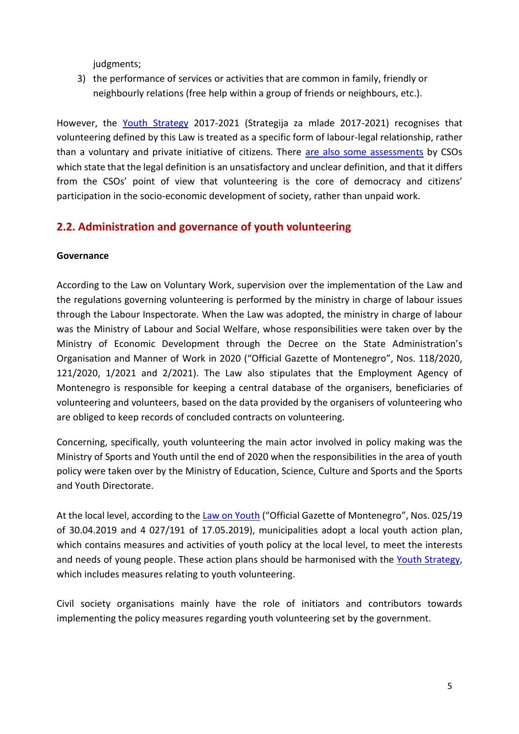judgments;

3) the performance of services or activities that are common in family, friendly or neighbourly relations (free help within a group of friends or neighbours, etc.).

However, the Youth Strategy 2017-2021 (Strategija za mlade 2017-2021) recognises that volunteering defined by this Law is treated as a specific form of labour-legal relationship, rather than a voluntary and private initiative of citizens. There are also some assessments by CSOs which state that the legal definition is an unsatisfactory and unclear definition, and that it differs from the CSOs' point of view that volunteering is the core of democracy and citizens' participation in the socio-economic development of society, rather than unpaid work.

## 2.2. Administration and governance of youth volunteering

**Governance**

According to the Law on Voluntary Work, supervision over the implementation of the Law and the regulations governing volunteering is performed by the ministry in charge of labour issues through the Labour Inspectorate. When the Law was adopted, the ministry in charge of labour was the Ministry of Labour and Social Welfare, whose responsibilities were taken over by the Ministry of Economic Development through the Decree on the State Administration's Organisation and Manner of Work in 2020 ("Official Gazette of Montenegro", Nos. 118/2020, 121/2020, 1/2021 and 2/2021). The Law also stipulates that the Employment Agency of Montenegro is responsible for keeping a central database of the organisers, beneficiaries of volunteering and volunteers, based on the data provided by the organisers of volunteering who are obliged to keep records of concluded contracts on volunteering.

Concerning, specifically, youth volunteering the main actor involved in policy making was the Ministry of Sports and Youth until the end of 2020 when the responsibilities in the area of youth policy were taken over by the Ministry of Education, Science, Culture and Sports and the Sports and Youth Directorate.

At the local level, according to the Law on Youth ("Official Gazette of Montenegro", Nos. 025/19 of 30.04.2019 and 4 027/191 of 17.05.2019), municipalities adopt a local youth action plan, which contains measures and activities of youth policy at the local level, to meet the interests and needs of young people. These action plans should be harmonised with the Youth Strategy, which includes measures relating to youth volunteering.

Civil society organisations mainly have the role of initiators and contributors towards implementing the policy measures regarding youth volunteering set by the government.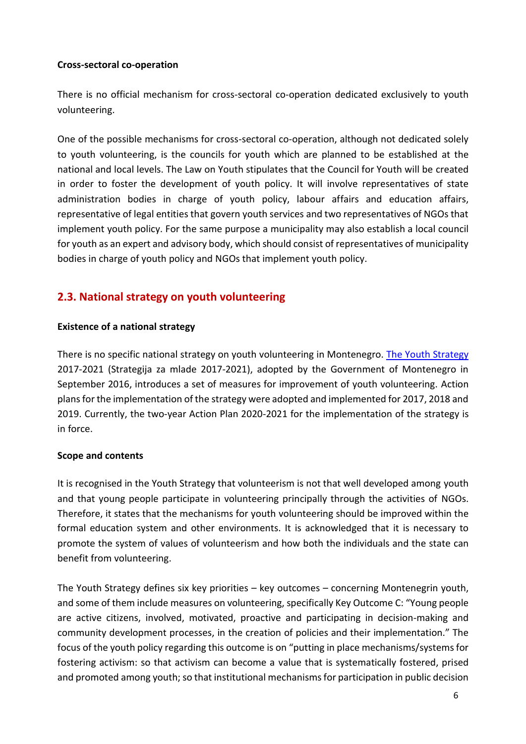**Cross-sectoral co-operation**

There is no official mechanism for cross-sectoral co-operation dedicated exclusively to youth volunteering.

One of the possible mechanisms for cross-sectoral co-operation, although not dedicated solely to youth volunteering, is the councils for youth which are planned to be established at the national and local levels. The Law on Youth stipulates that the Council for Youth will be created in order to foster the development of youth policy. It will involve representatives of state administration bodies in charge of youth policy, labour affairs and education affairs, representative of legal entities that govern youth services and two representatives of NGOs that implement youth policy. For the same purpose a municipality may also establish a local council for youth as an expert and advisory body, which should consist of representatives of municipality bodies in charge of youth policy and NGOs that implement youth policy.

## 2.3. National strategy on youth volunteering

**Existence of a national strategy**

There is no specific national strategy on youth volunteering in Montenegro. [The Youth Strategy] 2017-2021 (Strategija za mlade 2017-2021), adopted by the Government of Montenegro in September 2016, introduces a set of measures for improvement of youth volunteering. Action plans for the implementation of the strategy were adopted and implemented for 2017, 2018 and 2019. Currently, the two-year Action Plan 2020-2021 for the implementation of the strategy is in force.

**Scope and contents**

It is recognised in the Youth Strategy that volunteerism is not that well developed among youth and that young people participate in volunteering principally through the activities of NGOs. Therefore, it states that the mechanisms for youth volunteering should be improved within the formal education system and other environments. It is acknowledged that it is necessary to promote the system of values of volunteerism and how both the individuals and the state can benefit from volunteering.

The Youth Strategy defines six key priorities – key outcomes – concerning Montenegrin youth, and some of them include measures on volunteering, specifically Key Outcome C: "Young people are active citizens, involved, motivated, proactive and participating in decision-making and community development processes, in the creation of policies and their implementation." The focus of the youth policy regarding this outcome is on "putting in place mechanisms/systems for fostering activism: so that activism can become a value that is systematically fostered, prised and promoted among youth; so that institutional mechanisms for participation in public decision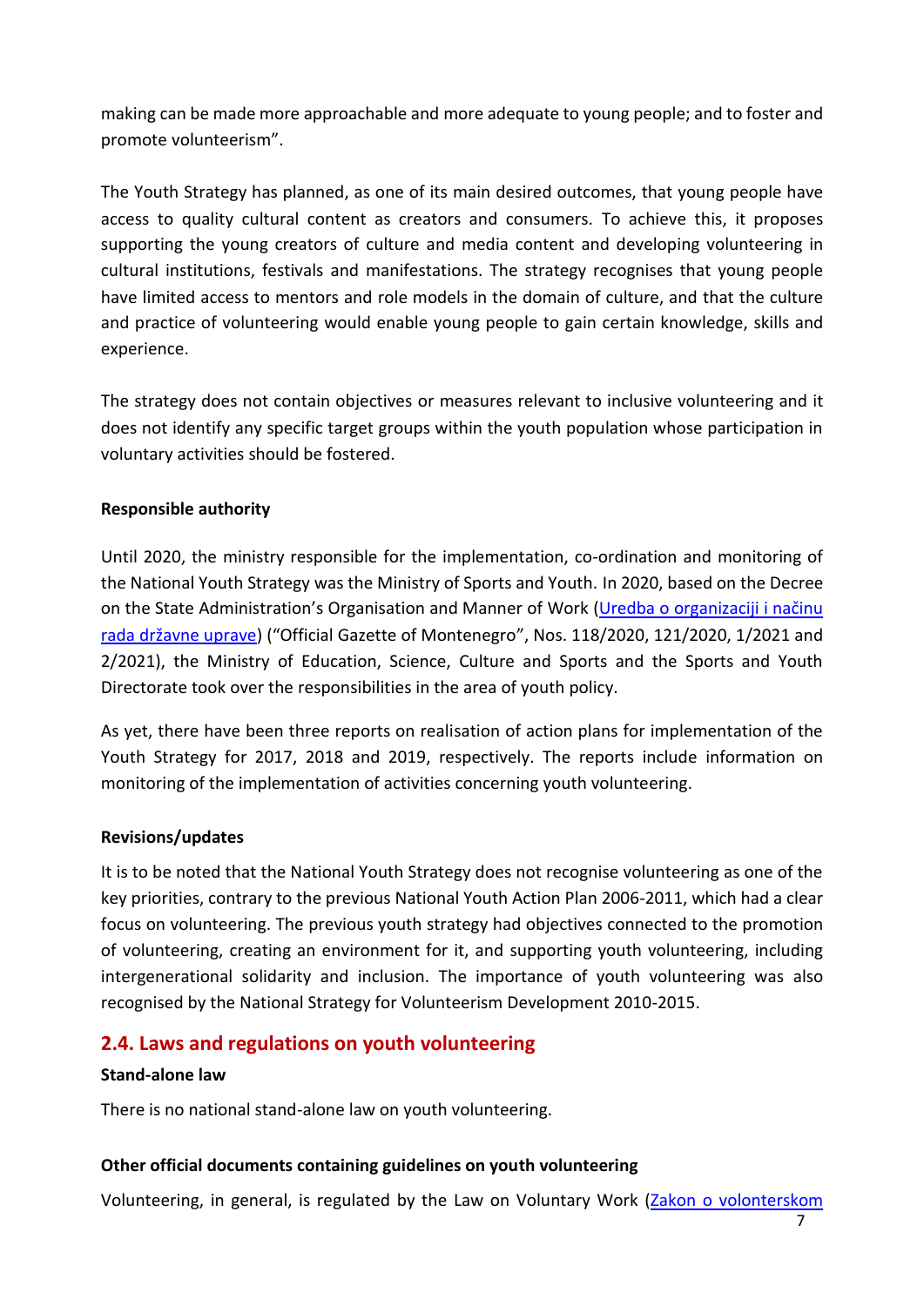making can be made more approachable and more adequate to young people; and to foster and promote volunteerism".

The Youth Strategy has planned, as one of its main desired outcomes, that young people have access to quality cultural content as creators and consumers. To achieve this, it proposes supporting the young creators of culture and media content and developing volunteering in cultural institutions, festivals and manifestations. The strategy recognises that young people have limited access to mentors and role models in the domain of culture, and that the culture and practice of volunteering would enable young people to gain certain knowledge, skills and experience.

The strategy does not contain objectives or measures relevant to inclusive volunteering and it does not identify any specific target groups within the youth population whose participation in voluntary activities should be fostered.

**Responsible authority**

Until 2020, the ministry responsible for the implementation, co-ordination and monitoring of the National Youth Strategy was the Ministry of Sports and Youth. In 2020, based on the Decree on the State Administration's Organisation and Manner of Work (Uredba o organizaciji i načinu rada državne uprave) ("Official Gazette of Montenegro", Nos. 118/2020, 121/2020, 1/2021 and 2/2021), the Ministry of Education, Science, Culture and Sports and the Sports and Youth Directorate took over the responsibilities in the area of youth policy.

As yet, there have been three reports on realisation of action plans for implementation of the Youth Strategy for 2017, 2018 and 2019, respectively. The reports include information on monitoring of the implementation of activities concerning youth volunteering.

**Revisions/updates**

It is to be noted that the National Youth Strategy does not recognise volunteering as one of the key priorities, contrary to the previous National Youth Action Plan 2006-2011, which had a clear focus on volunteering. The previous youth strategy had objectives connected to the promotion of volunteering, creating an environment for it, and supporting youth volunteering, including intergenerational solidarity and inclusion. The importance of youth volunteering was also recognised by the National Strategy for Volunteerism Development 2010-2015.

## 2.4. Laws and regulations on youth volunteering

**Stand-alone law**

There is no national stand-alone law on youth volunteering.

**Other official documents containing guidelines on youth volunteering**

Volunteering, in general, is regulated by the Law on Voluntary Work (Zakon o volonterskom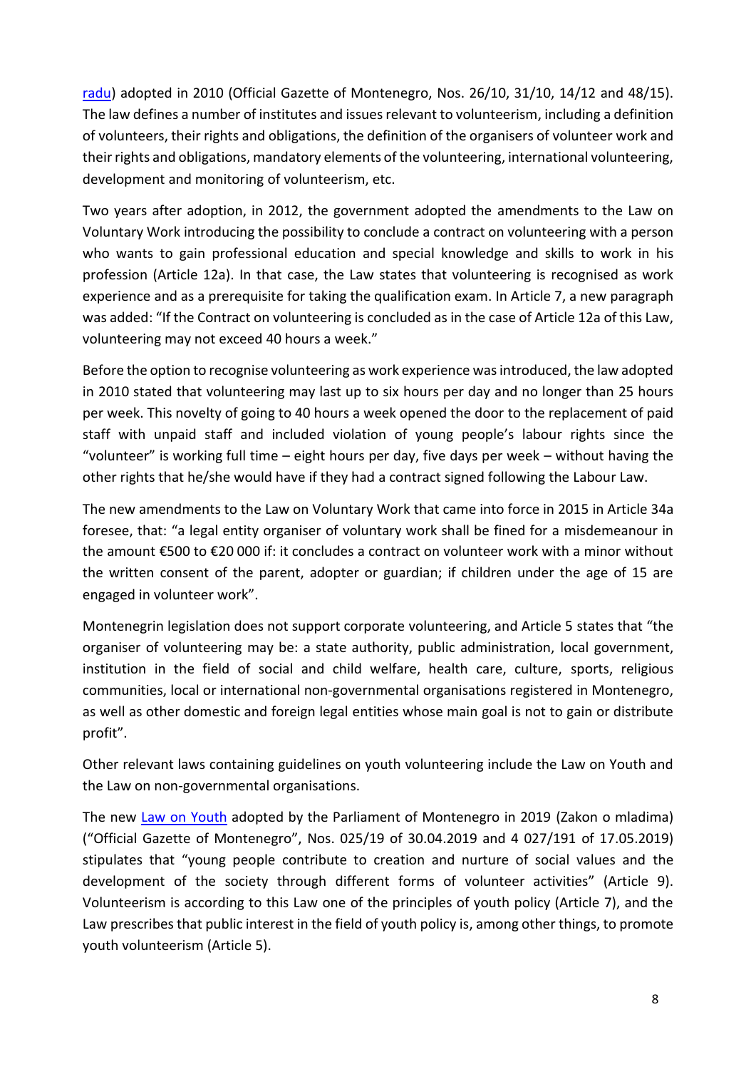radu) adopted in 2010 (Official Gazette of Montenegro, Nos. 26/10, 31/10, 14/12 and 48/15). The law defines a number of institutes and issues relevant to volunteerism, including a definition of volunteers, their rights and obligations, the definition of the organisers of volunteer work and their rights and obligations, mandatory elements of the volunteering, international volunteering, development and monitoring of volunteerism, etc.

Two years after adoption, in 2012, the government adopted the amendments to the Law on Voluntary Work introducing the possibility to conclude a contract on volunteering with a person who wants to gain professional education and special knowledge and skills to work in his profession (Article 12a). In that case, the Law states that volunteering is recognised as work experience and as a prerequisite for taking the qualification exam. In Article 7, a new paragraph was added: "If the Contract on volunteering is concluded as in the case of Article 12a of this Law, volunteering may not exceed 40 hours a week."

Before the option to recognise volunteering as work experience was introduced, the law adopted in 2010 stated that volunteering may last up to six hours per day and no longer than 25 hours per week. This novelty of going to 40 hours a week opened the door to the replacement of paid staff with unpaid staff and included violation of young people's labour rights since the "volunteer" is working full time – eight hours per day, five days per week – without having the other rights that he/she would have if they had a contract signed following the Labour Law.

The new amendments to the Law on Voluntary Work that came into force in 2015 in Article 34a foresee, that: "a legal entity organiser of voluntary work shall be fined for a misdemeanour in the amount €500 to €20 000 if: it concludes a contract on volunteer work with a minor without the written consent of the parent, adopter or guardian; if children under the age of 15 are engaged in volunteer work".

Montenegrin legislation does not support corporate volunteering, and Article 5 states that "the organiser of volunteering may be: a state authority, public administration, local government, institution in the field of social and child welfare, health care, culture, sports, religious communities, local or international non-governmental organisations registered in Montenegro, as well as other domestic and foreign legal entities whose main goal is not to gain or distribute profit".

Other relevant laws containing guidelines on youth volunteering include the Law on Youth and the Law on non-governmental organisations.

The new Law on Youth adopted by the Parliament of Montenegro in 2019 (Zakon o mladima) ("Official Gazette of Montenegro", Nos. 025/19 of 30.04.2019 and 4 027/191 of 17.05.2019) stipulates that "young people contribute to creation and nurture of social values and the development of the society through different forms of volunteer activities" (Article 9). Volunteerism is according to this Law one of the principles of youth policy (Article 7), and the Law prescribes that public interest in the field of youth policy is, among other things, to promote youth volunteerism (Article 5).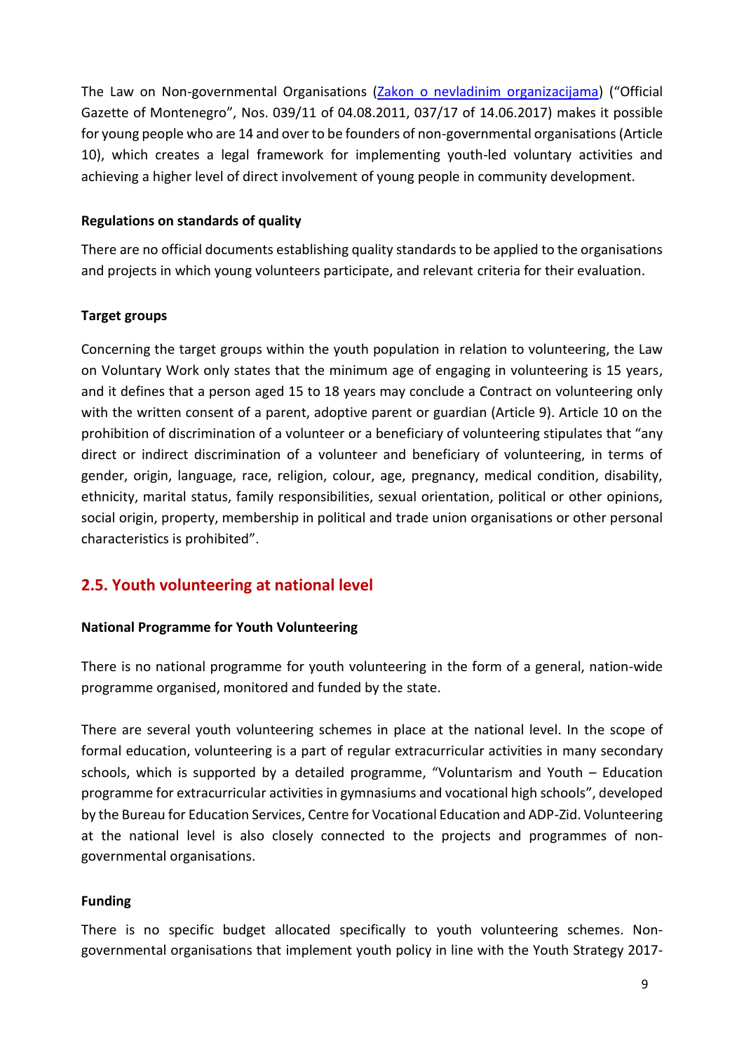The Law on Non-governmental Organisations ([Zakon o nevladinim organizacijama](#)) ("Official Gazette of Montenegro", Nos. 039/11 of 04.08.2011, 037/17 of 14.06.2017) makes it possible for young people who are 14 and over to be founders of non-governmental organisations (Article 10), which creates a legal framework for implementing youth-led voluntary activities and achieving a higher level of direct involvement of young people in community development.

**Regulations on standards of quality**

There are no official documents establishing quality standards to be applied to the organisations and projects in which young volunteers participate, and relevant criteria for their evaluation.

**Target groups**

Concerning the target groups within the youth population in relation to volunteering, the Law on Voluntary Work only states that the minimum age of engaging in volunteering is 15 years, and it defines that a person aged 15 to 18 years may conclude a Contract on volunteering only with the written consent of a parent, adoptive parent or guardian (Article 9). Article 10 on the prohibition of discrimination of a volunteer or a beneficiary of volunteering stipulates that "any direct or indirect discrimination of a volunteer and beneficiary of volunteering, in terms of gender, origin, language, race, religion, colour, age, pregnancy, medical condition, disability, ethnicity, marital status, family responsibilities, sexual orientation, political or other opinions, social origin, property, membership in political and trade union organisations or other personal characteristics is prohibited".

## 2.5. Youth volunteering at national level

**National Programme for Youth Volunteering**

There is no national programme for youth volunteering in the form of a general, nation-wide programme organised, monitored and funded by the state.

There are several youth volunteering schemes in place at the national level. In the scope of formal education, volunteering is a part of regular extracurricular activities in many secondary schools, which is supported by a detailed programme, "Voluntarism and Youth – Education programme for extracurricular activities in gymnasiums and vocational high schools", developed by the Bureau for Education Services, Centre for Vocational Education and ADP-Zid. Volunteering at the national level is also closely connected to the projects and programmes of non-governmental organisations.

**Funding**

There is no specific budget allocated specifically to youth volunteering schemes. Non-governmental organisations that implement youth policy in line with the Youth Strategy 2017-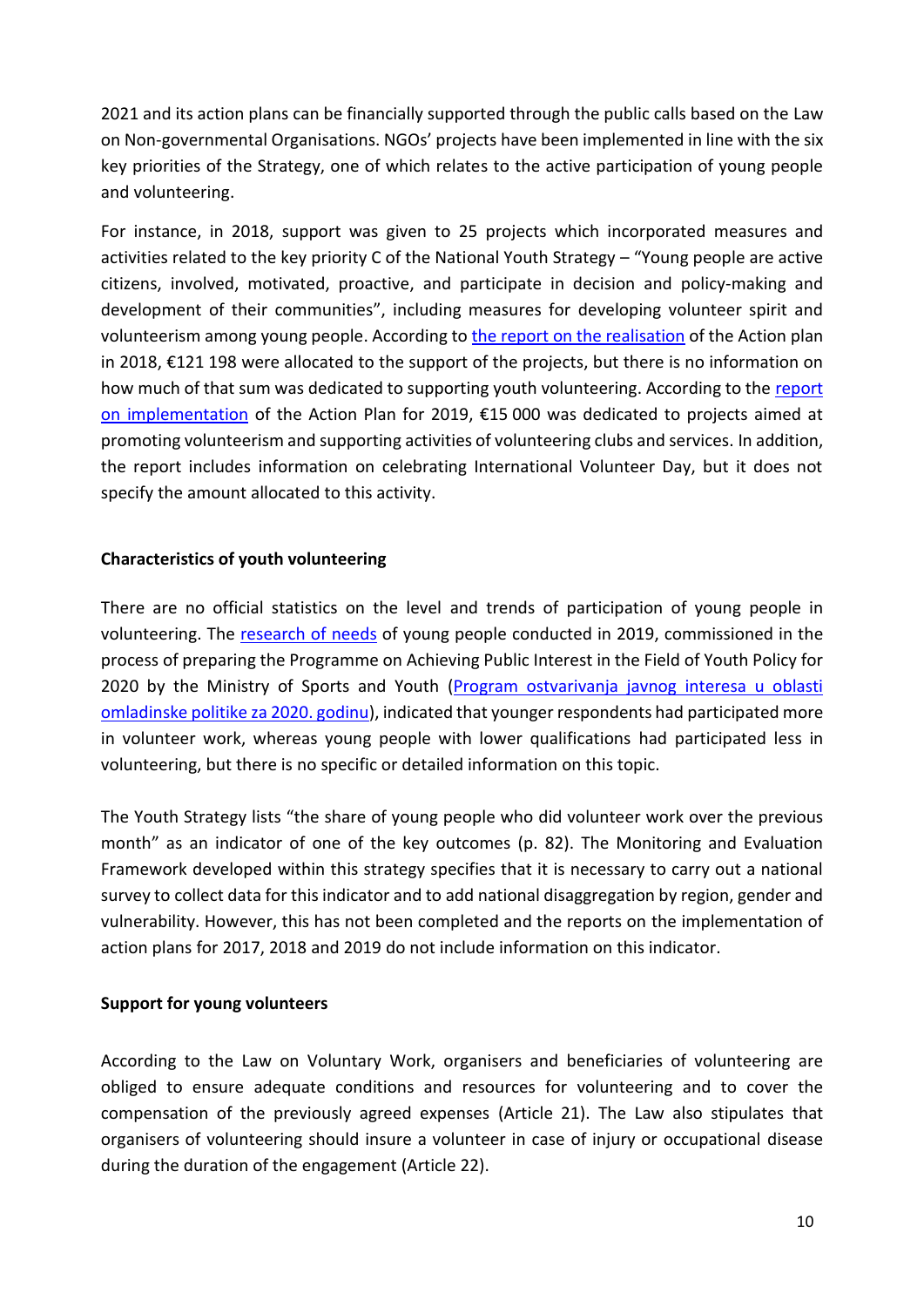2021 and its action plans can be financially supported through the public calls based on the Law on Non-governmental Organisations. NGOs' projects have been implemented in line with the six key priorities of the Strategy, one of which relates to the active participation of young people and volunteering.

For instance, in 2018, support was given to 25 projects which incorporated measures and activities related to the key priority C of the National Youth Strategy – "Young people are active citizens, involved, motivated, proactive, and participate in decision and policy-making and development of their communities", including measures for developing volunteer spirit and volunteerism among young people. According to the report on the realisation of the Action plan in 2018, €121 198 were allocated to the support of the projects, but there is no information on how much of that sum was dedicated to supporting youth volunteering. According to the report on implementation of the Action Plan for 2019, €15 000 was dedicated to projects aimed at promoting volunteerism and supporting activities of volunteering clubs and services. In addition, the report includes information on celebrating International Volunteer Day, but it does not specify the amount allocated to this activity.

**Characteristics of youth volunteering**

There are no official statistics on the level and trends of participation of young people in volunteering. The research of needs of young people conducted in 2019, commissioned in the process of preparing the Programme on Achieving Public Interest in the Field of Youth Policy for 2020 by the Ministry of Sports and Youth (Program ostvarivanja javnog interesa u oblasti omladinske politike za 2020. godinu), indicated that younger respondents had participated more in volunteer work, whereas young people with lower qualifications had participated less in volunteering, but there is no specific or detailed information on this topic.

The Youth Strategy lists "the share of young people who did volunteer work over the previous month" as an indicator of one of the key outcomes (p. 82). The Monitoring and Evaluation Framework developed within this strategy specifies that it is necessary to carry out a national survey to collect data for this indicator and to add national disaggregation by region, gender and vulnerability. However, this has not been completed and the reports on the implementation of action plans for 2017, 2018 and 2019 do not include information on this indicator.

**Support for young volunteers**

According to the Law on Voluntary Work, organisers and beneficiaries of volunteering are obliged to ensure adequate conditions and resources for volunteering and to cover the compensation of the previously agreed expenses (Article 21). The Law also stipulates that organisers of volunteering should insure a volunteer in case of injury or occupational disease during the duration of the engagement (Article 22).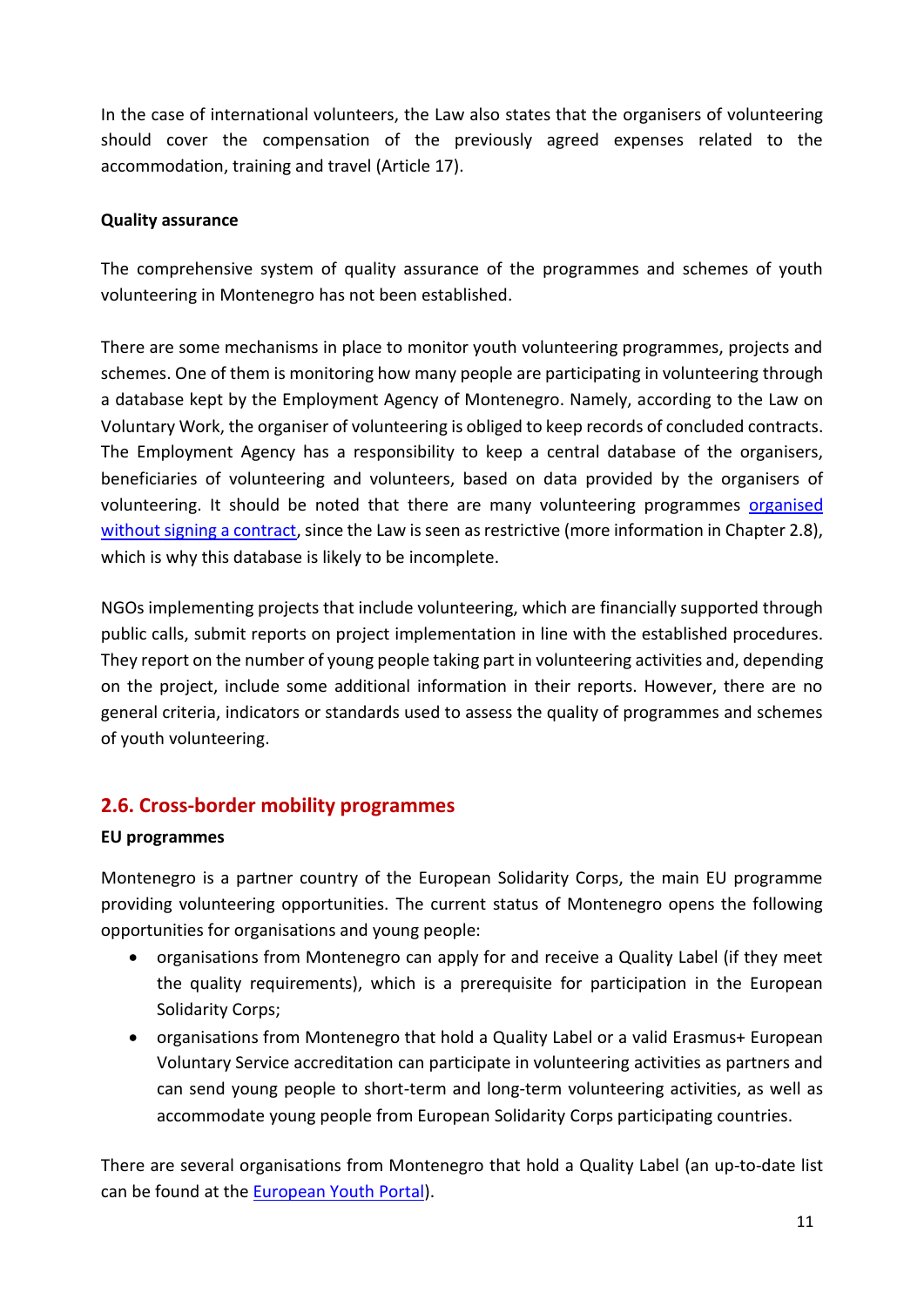In the case of international volunteers, the Law also states that the organisers of volunteering should cover the compensation of the previously agreed expenses related to the accommodation, training and travel (Article 17).

**Quality assurance**

The comprehensive system of quality assurance of the programmes and schemes of youth volunteering in Montenegro has not been established.

There are some mechanisms in place to monitor youth volunteering programmes, projects and schemes. One of them is monitoring how many people are participating in volunteering through a database kept by the Employment Agency of Montenegro. Namely, according to the Law on Voluntary Work, the organiser of volunteering is obliged to keep records of concluded contracts. The Employment Agency has a responsibility to keep a central database of the organisers, beneficiaries of volunteering and volunteers, based on data provided by the organisers of volunteering. It should be noted that there are many volunteering programmes organised without signing a contract, since the Law is seen as restrictive (more information in Chapter 2.8), which is why this database is likely to be incomplete.

NGOs implementing projects that include volunteering, which are financially supported through public calls, submit reports on project implementation in line with the established procedures. They report on the number of young people taking part in volunteering activities and, depending on the project, include some additional information in their reports. However, there are no general criteria, indicators or standards used to assess the quality of programmes and schemes of youth volunteering.

## 2.6. Cross-border mobility programmes

**EU programmes**

Montenegro is a partner country of the European Solidarity Corps, the main EU programme providing volunteering opportunities. The current status of Montenegro opens the following opportunities for organisations and young people:

- organisations from Montenegro can apply for and receive a Quality Label (if they meet the quality requirements), which is a prerequisite for participation in the European Solidarity Corps;
- organisations from Montenegro that hold a Quality Label or a valid Erasmus+ European Voluntary Service accreditation can participate in volunteering activities as partners and can send young people to short-term and long-term volunteering activities, as well as accommodate young people from European Solidarity Corps participating countries.

There are several organisations from Montenegro that hold a Quality Label (an up-to-date list can be found at the European Youth Portal).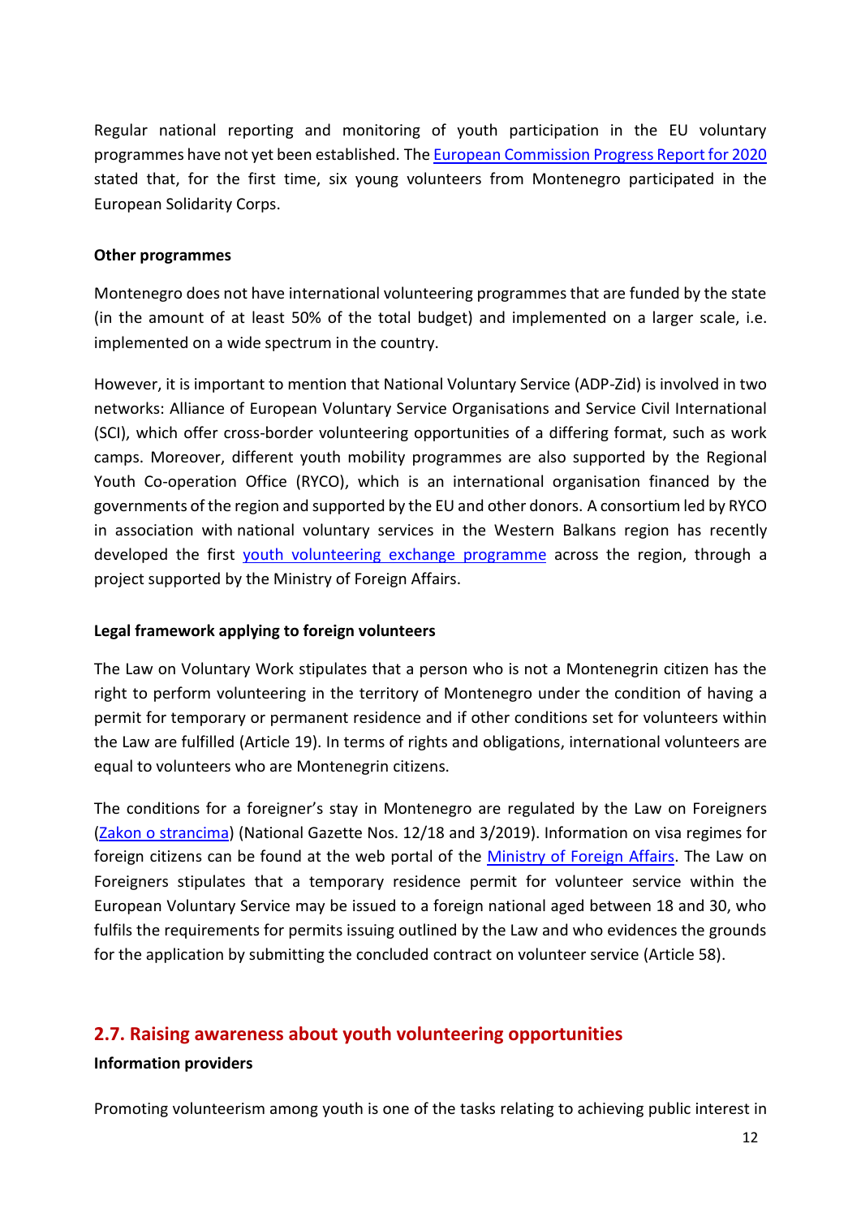Regular national reporting and monitoring of youth participation in the EU voluntary programmes have not yet been established. The European Commission Progress Report for 2020 stated that, for the first time, six young volunteers from Montenegro participated in the European Solidarity Corps.

**Other programmes**

Montenegro does not have international volunteering programmes that are funded by the state (in the amount of at least 50% of the total budget) and implemented on a larger scale, i.e. implemented on a wide spectrum in the country.

However, it is important to mention that National Voluntary Service (ADP-Zid) is involved in two networks: Alliance of European Voluntary Service Organisations and Service Civil International (SCI), which offer cross-border volunteering opportunities of a differing format, such as work camps. Moreover, different youth mobility programmes are also supported by the Regional Youth Co-operation Office (RYCO), which is an international organisation financed by the governments of the region and supported by the EU and other donors. A consortium led by RYCO in association with national voluntary services in the Western Balkans region has recently developed the first youth volunteering exchange programme across the region, through a project supported by the Ministry of Foreign Affairs.

**Legal framework applying to foreign volunteers**

The Law on Voluntary Work stipulates that a person who is not a Montenegrin citizen has the right to perform volunteering in the territory of Montenegro under the condition of having a permit for temporary or permanent residence and if other conditions set for volunteers within the Law are fulfilled (Article 19). In terms of rights and obligations, international volunteers are equal to volunteers who are Montenegrin citizens.

The conditions for a foreigner's stay in Montenegro are regulated by the Law on Foreigners (Zakon o strancima) (National Gazette Nos. 12/18 and 3/2019). Information on visa regimes for foreign citizens can be found at the web portal of the Ministry of Foreign Affairs. The Law on Foreigners stipulates that a temporary residence permit for volunteer service within the European Voluntary Service may be issued to a foreign national aged between 18 and 30, who fulfils the requirements for permits issuing outlined by the Law and who evidences the grounds for the application by submitting the concluded contract on volunteer service (Article 58).

## 2.7. Raising awareness about youth volunteering opportunities

**Information providers**

Promoting volunteerism among youth is one of the tasks relating to achieving public interest in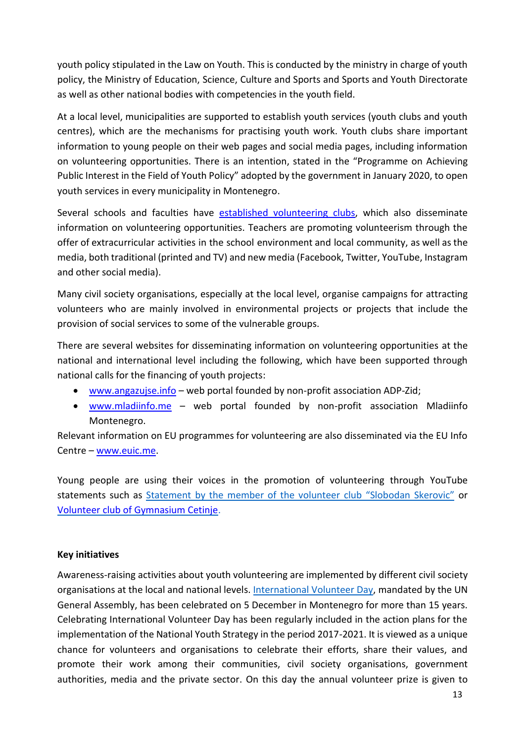youth policy stipulated in the Law on Youth. This is conducted by the ministry in charge of youth policy, the Ministry of Education, Science, Culture and Sports and Sports and Youth Directorate as well as other national bodies with competencies in the youth field.

At a local level, municipalities are supported to establish youth services (youth clubs and youth centres), which are the mechanisms for practising youth work. Youth clubs share important information to young people on their web pages and social media pages, including information on volunteering opportunities. There is an intention, stated in the "Programme on Achieving Public Interest in the Field of Youth Policy" adopted by the government in January 2020, to open youth services in every municipality in Montenegro.

Several schools and faculties have established volunteering clubs, which also disseminate information on volunteering opportunities. Teachers are promoting volunteerism through the offer of extracurricular activities in the school environment and local community, as well as the media, both traditional (printed and TV) and new media (Facebook, Twitter, YouTube, Instagram and other social media).

Many civil society organisations, especially at the local level, organise campaigns for attracting volunteers who are mainly involved in environmental projects or projects that include the provision of social services to some of the vulnerable groups.

There are several websites for disseminating information on volunteering opportunities at the national and international level including the following, which have been supported through national calls for the financing of youth projects:

- www.angazujse.info – web portal founded by non-profit association ADP-Zid;
- www.mladiinfo.me – web portal founded by non-profit association Mladiinfo Montenegro.

Relevant information on EU programmes for volunteering are also disseminated via the EU Info Centre – www.euic.me.

Young people are using their voices in the promotion of volunteering through YouTube statements such as Statement by the member of the volunteer club "Slobodan Skerovic" or Volunteer club of Gymnasium Cetinje.

**Key initiatives**

Awareness-raising activities about youth volunteering are implemented by different civil society organisations at the local and national levels. International Volunteer Day, mandated by the UN General Assembly, has been celebrated on 5 December in Montenegro for more than 15 years. Celebrating International Volunteer Day has been regularly included in the action plans for the implementation of the National Youth Strategy in the period 2017-2021. It is viewed as a unique chance for volunteers and organisations to celebrate their efforts, share their values, and promote their work among their communities, civil society organisations, government authorities, media and the private sector. On this day the annual volunteer prize is given to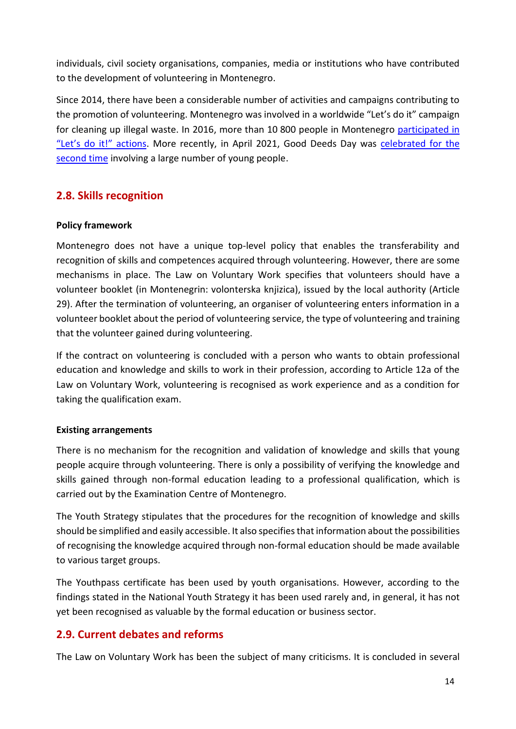individuals, civil society organisations, companies, media or institutions who have contributed to the development of volunteering in Montenegro.

Since 2014, there have been a considerable number of activities and campaigns contributing to the promotion of volunteering. Montenegro was involved in a worldwide "Let's do it" campaign for cleaning up illegal waste. In 2016, more than 10 800 people in Montenegro participated in "Let's do it!" actions. More recently, in April 2021, Good Deeds Day was celebrated for the second time involving a large number of young people.

## 2.8. Skills recognition

**Policy framework**

Montenegro does not have a unique top-level policy that enables the transferability and recognition of skills and competences acquired through volunteering. However, there are some mechanisms in place. The Law on Voluntary Work specifies that volunteers should have a volunteer booklet (in Montenegrin: volonterska knjizica), issued by the local authority (Article 29). After the termination of volunteering, an organiser of volunteering enters information in a volunteer booklet about the period of volunteering service, the type of volunteering and training that the volunteer gained during volunteering.

If the contract on volunteering is concluded with a person who wants to obtain professional education and knowledge and skills to work in their profession, according to Article 12a of the Law on Voluntary Work, volunteering is recognised as work experience and as a condition for taking the qualification exam.

**Existing arrangements**

There is no mechanism for the recognition and validation of knowledge and skills that young people acquire through volunteering. There is only a possibility of verifying the knowledge and skills gained through non-formal education leading to a professional qualification, which is carried out by the Examination Centre of Montenegro.

The Youth Strategy stipulates that the procedures for the recognition of knowledge and skills should be simplified and easily accessible. It also specifies that information about the possibilities of recognising the knowledge acquired through non-formal education should be made available to various target groups.

The Youthpass certificate has been used by youth organisations. However, according to the findings stated in the National Youth Strategy it has been used rarely and, in general, it has not yet been recognised as valuable by the formal education or business sector.

## 2.9. Current debates and reforms

The Law on Voluntary Work has been the subject of many criticisms. It is concluded in several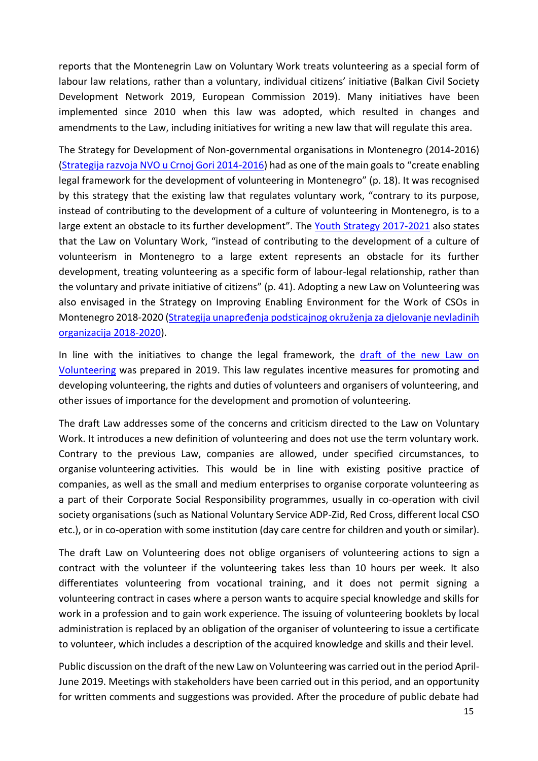reports that the Montenegrin Law on Voluntary Work treats volunteering as a special form of labour law relations, rather than a voluntary, individual citizens' initiative (Balkan Civil Society Development Network 2019, European Commission 2019). Many initiatives have been implemented since 2010 when this law was adopted, which resulted in changes and amendments to the Law, including initiatives for writing a new law that will regulate this area.

The Strategy for Development of Non-governmental organisations in Montenegro (2014-2016) (Strategija razvoja NVO u Crnoj Gori 2014-2016) had as one of the main goals to "create enabling legal framework for the development of volunteering in Montenegro" (p. 18). It was recognised by this strategy that the existing law that regulates voluntary work, "contrary to its purpose, instead of contributing to the development of a culture of volunteering in Montenegro, is to a large extent an obstacle to its further development". The Youth Strategy 2017-2021 also states that the Law on Voluntary Work, "instead of contributing to the development of a culture of volunteerism in Montenegro to a large extent represents an obstacle for its further development, treating volunteering as a specific form of labour-legal relationship, rather than the voluntary and private initiative of citizens" (p. 41). Adopting a new Law on Volunteering was also envisaged in the Strategy on Improving Enabling Environment for the Work of CSOs in Montenegro 2018-2020 (Strategija unapređenja podsticajnog okruženja za djelovanje nevladinih organizacija 2018-2020).

In line with the initiatives to change the legal framework, the draft of the new Law on Volunteering was prepared in 2019. This law regulates incentive measures for promoting and developing volunteering, the rights and duties of volunteers and organisers of volunteering, and other issues of importance for the development and promotion of volunteering.

The draft Law addresses some of the concerns and criticism directed to the Law on Voluntary Work. It introduces a new definition of volunteering and does not use the term voluntary work. Contrary to the previous Law, companies are allowed, under specified circumstances, to organise volunteering activities. This would be in line with existing positive practice of companies, as well as the small and medium enterprises to organise corporate volunteering as a part of their Corporate Social Responsibility programmes, usually in co-operation with civil society organisations (such as National Voluntary Service ADP-Zid, Red Cross, different local CSO etc.), or in co-operation with some institution (day care centre for children and youth or similar).

The draft Law on Volunteering does not oblige organisers of volunteering actions to sign a contract with the volunteer if the volunteering takes less than 10 hours per week. It also differentiates volunteering from vocational training, and it does not permit signing a volunteering contract in cases where a person wants to acquire special knowledge and skills for work in a profession and to gain work experience. The issuing of volunteering booklets by local administration is replaced by an obligation of the organiser of volunteering to issue a certificate to volunteer, which includes a description of the acquired knowledge and skills and their level.

Public discussion on the draft of the new Law on Volunteering was carried out in the period April-June 2019. Meetings with stakeholders have been carried out in this period, and an opportunity for written comments and suggestions was provided. After the procedure of public debate had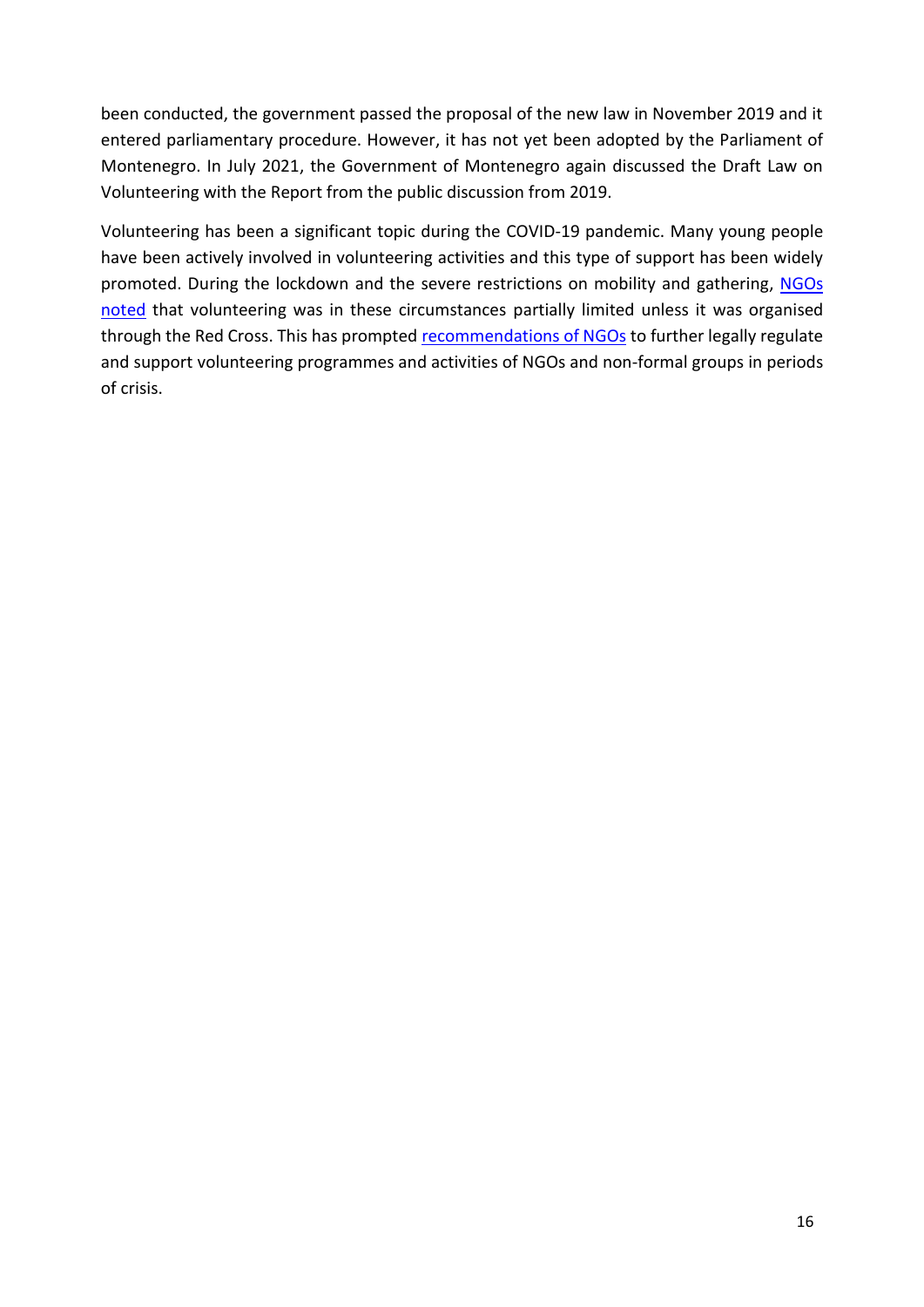been conducted, the government passed the proposal of the new law in November 2019 and it entered parliamentary procedure. However, it has not yet been adopted by the Parliament of Montenegro. In July 2021, the Government of Montenegro again discussed the Draft Law on Volunteering with the Report from the public discussion from 2019.

Volunteering has been a significant topic during the COVID-19 pandemic. Many young people have been actively involved in volunteering activities and this type of support has been widely promoted. During the lockdown and the severe restrictions on mobility and gathering, NGOs noted that volunteering was in these circumstances partially limited unless it was organised through the Red Cross. This has prompted recommendations of NGOs to further legally regulate and support volunteering programmes and activities of NGOs and non-formal groups in periods of crisis.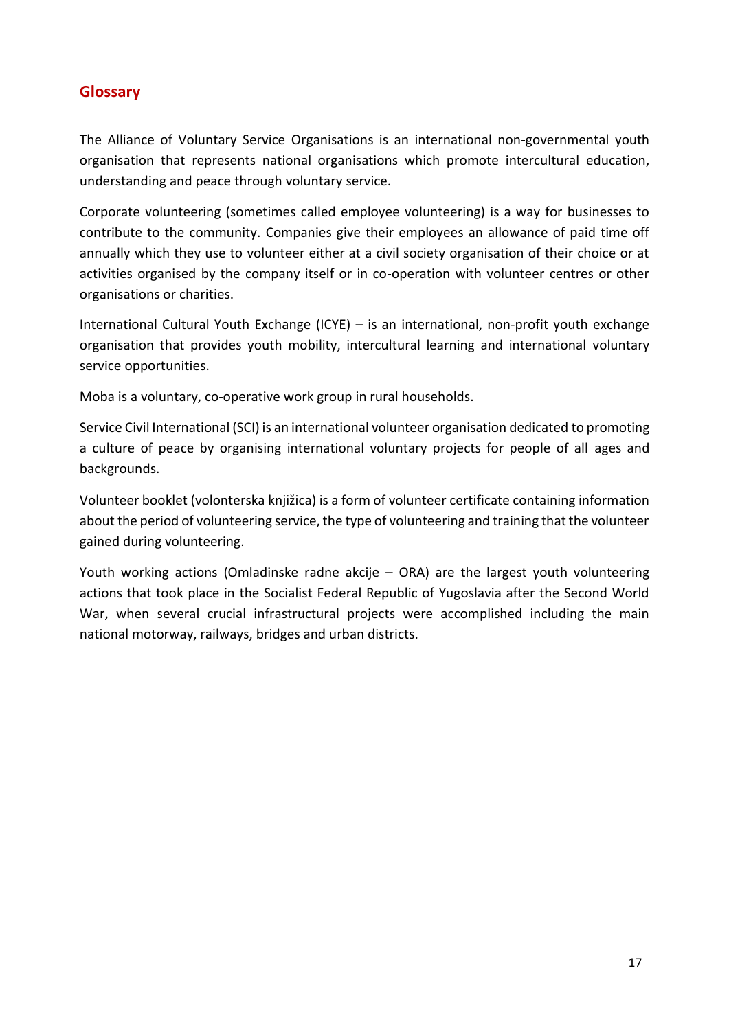## Glossary

The Alliance of Voluntary Service Organisations is an international non-governmental youth organisation that represents national organisations which promote intercultural education, understanding and peace through voluntary service.

Corporate volunteering (sometimes called employee volunteering) is a way for businesses to contribute to the community. Companies give their employees an allowance of paid time off annually which they use to volunteer either at a civil society organisation of their choice or at activities organised by the company itself or in co-operation with volunteer centres or other organisations or charities.

International Cultural Youth Exchange (ICYE) – is an international, non-profit youth exchange organisation that provides youth mobility, intercultural learning and international voluntary service opportunities.

Moba is a voluntary, co-operative work group in rural households.

Service Civil International (SCI) is an international volunteer organisation dedicated to promoting a culture of peace by organising international voluntary projects for people of all ages and backgrounds.

Volunteer booklet (volonterska knjižica) is a form of volunteer certificate containing information about the period of volunteering service, the type of volunteering and training that the volunteer gained during volunteering.

Youth working actions (Omladinske radne akcije – ORA) are the largest youth volunteering actions that took place in the Socialist Federal Republic of Yugoslavia after the Second World War, when several crucial infrastructural projects were accomplished including the main national motorway, railways, bridges and urban districts.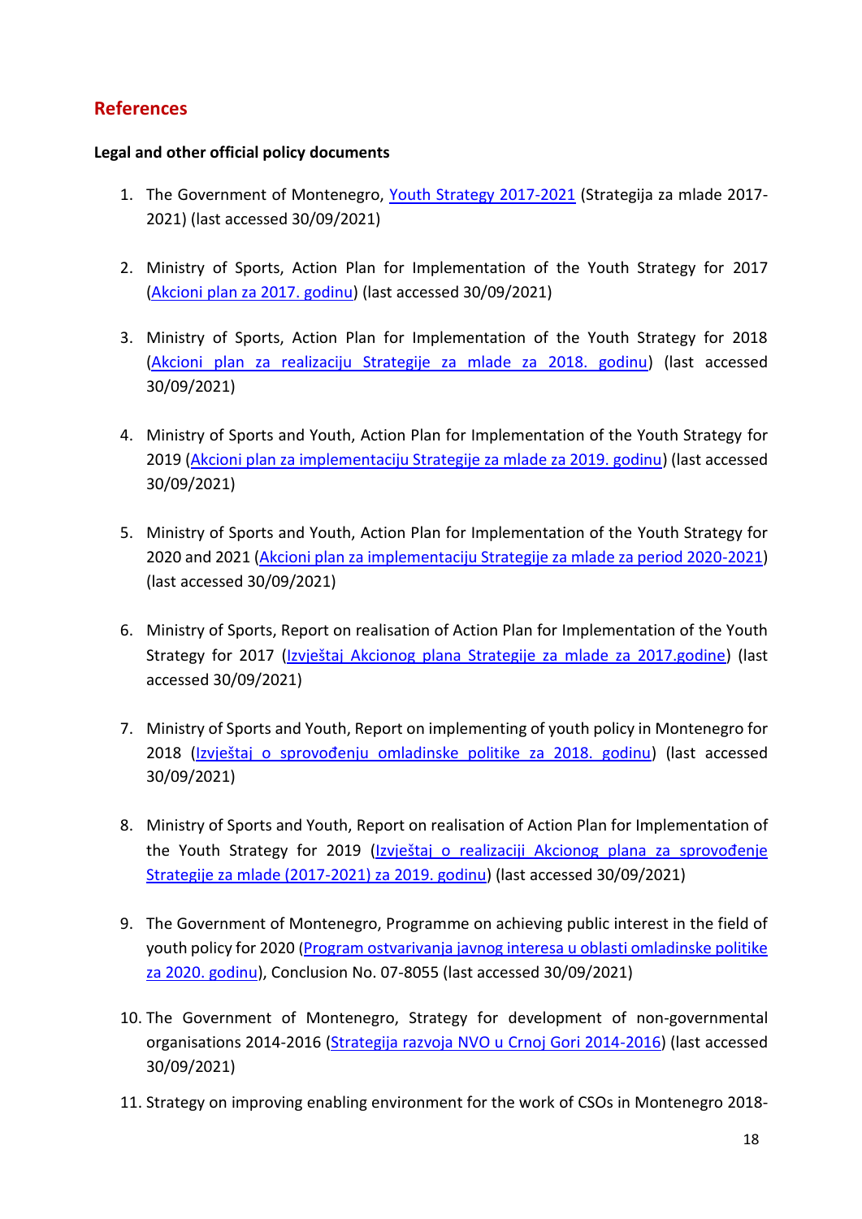## References

**Legal and other official policy documents**

1. The Government of Montenegro, Youth Strategy 2017-2021 (Strategija za mlade 2017-2021) (last accessed 30/09/2021)

2. Ministry of Sports, Action Plan for Implementation of the Youth Strategy for 2017 (Akcioni plan za 2017. godinu) (last accessed 30/09/2021)

3. Ministry of Sports, Action Plan for Implementation of the Youth Strategy for 2018 (Akcioni plan za realizaciju Strategije za mlade za 2018. godinu) (last accessed 30/09/2021)

4. Ministry of Sports and Youth, Action Plan for Implementation of the Youth Strategy for 2019 (Akcioni plan za implementaciju Strategije za mlade za 2019. godinu) (last accessed 30/09/2021)

5. Ministry of Sports and Youth, Action Plan for Implementation of the Youth Strategy for 2020 and 2021 (Akcioni plan za implementaciju Strategije za mlade za period 2020-2021) (last accessed 30/09/2021)

6. Ministry of Sports, Report on realisation of Action Plan for Implementation of the Youth Strategy for 2017 (Izvještaj Akcionog plana Strategije za mlade za 2017.godine) (last accessed 30/09/2021)

7. Ministry of Sports and Youth, Report on implementing of youth policy in Montenegro for 2018 (Izvještaj o sprovođenju omladinske politike za 2018. godinu) (last accessed 30/09/2021)

8. Ministry of Sports and Youth, Report on realisation of Action Plan for Implementation of the Youth Strategy for 2019 (Izvještaj o realizaciji Akcionog plana za sprovođenje Strategije za mlade (2017-2021) za 2019. godinu) (last accessed 30/09/2021)

9. The Government of Montenegro, Programme on achieving public interest in the field of youth policy for 2020 (Program ostvarivanja javnog interesa u oblasti omladinske politike za 2020. godinu), Conclusion No. 07-8055 (last accessed 30/09/2021)

10. The Government of Montenegro, Strategy for development of non-governmental organisations 2014-2016 (Strategija razvoja NVO u Crnoj Gori 2014-2016) (last accessed 30/09/2021)

11. Strategy on improving enabling environment for the work of CSOs in Montenegro 2018-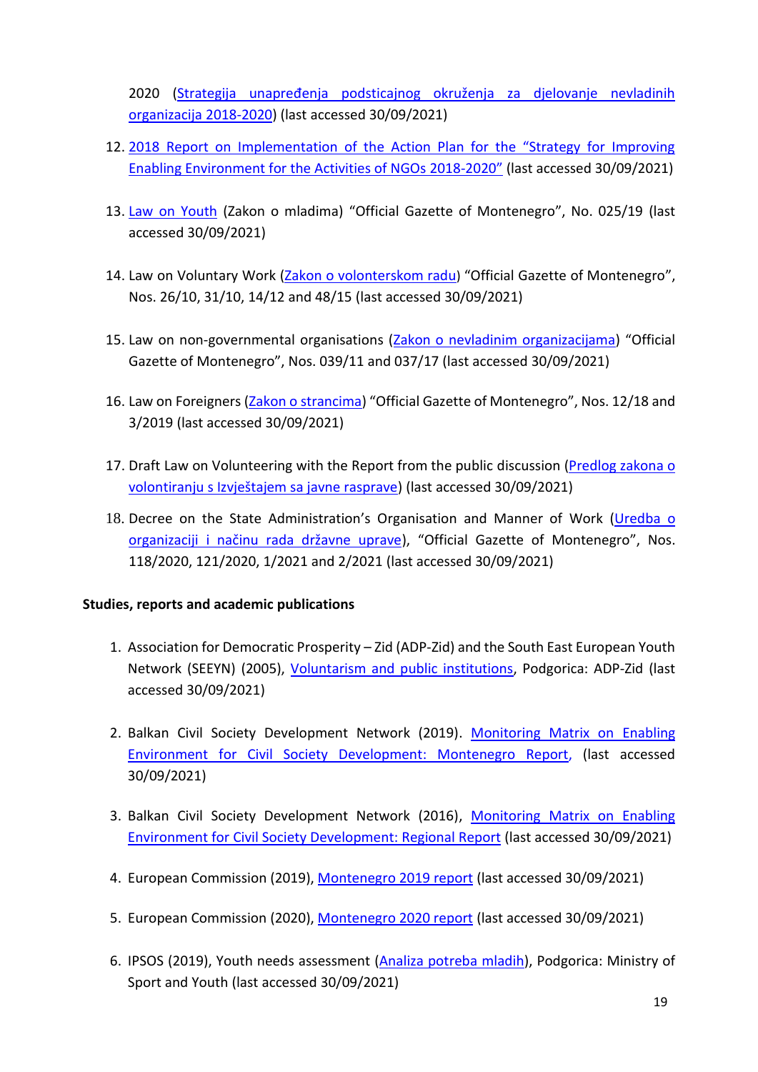2020 (Strategija unapređenja podsticajnog okruženja za djelovanje nevladinih organizacija 2018-2020) (last accessed 30/09/2021)

12. 2018 Report on Implementation of the Action Plan for the "Strategy for Improving Enabling Environment for the Activities of NGOs 2018-2020" (last accessed 30/09/2021)

13. Law on Youth (Zakon o mladima) "Official Gazette of Montenegro", No. 025/19 (last accessed 30/09/2021)

14. Law on Voluntary Work (Zakon o volonterskom radu) "Official Gazette of Montenegro", Nos. 26/10, 31/10, 14/12 and 48/15 (last accessed 30/09/2021)

15. Law on non-governmental organisations (Zakon o nevladinim organizacijama) "Official Gazette of Montenegro", Nos. 039/11 and 037/17 (last accessed 30/09/2021)

16. Law on Foreigners (Zakon o strancima) "Official Gazette of Montenegro", Nos. 12/18 and 3/2019 (last accessed 30/09/2021)

17. Draft Law on Volunteering with the Report from the public discussion (Predlog zakona o volontiranju s Izvještajem sa javne rasprave) (last accessed 30/09/2021)

18. Decree on the State Administration's Organisation and Manner of Work (Uredba o organizaciji i načinu rada državne uprave), "Official Gazette of Montenegro", Nos. 118/2020, 121/2020, 1/2021 and 2/2021 (last accessed 30/09/2021)

**Studies, reports and academic publications**

1. Association for Democratic Prosperity – Zid (ADP-Zid) and the South East European Youth Network (SEEYN) (2005), Voluntarism and public institutions, Podgorica: ADP-Zid (last accessed 30/09/2021)

2. Balkan Civil Society Development Network (2019). Monitoring Matrix on Enabling Environment for Civil Society Development: Montenegro Report, (last accessed 30/09/2021)

3. Balkan Civil Society Development Network (2016), Monitoring Matrix on Enabling Environment for Civil Society Development: Regional Report (last accessed 30/09/2021)

4. European Commission (2019), Montenegro 2019 report (last accessed 30/09/2021)

5. European Commission (2020), Montenegro 2020 report (last accessed 30/09/2021)

6. IPSOS (2019), Youth needs assessment (Analiza potreba mladih), Podgorica: Ministry of Sport and Youth (last accessed 30/09/2021)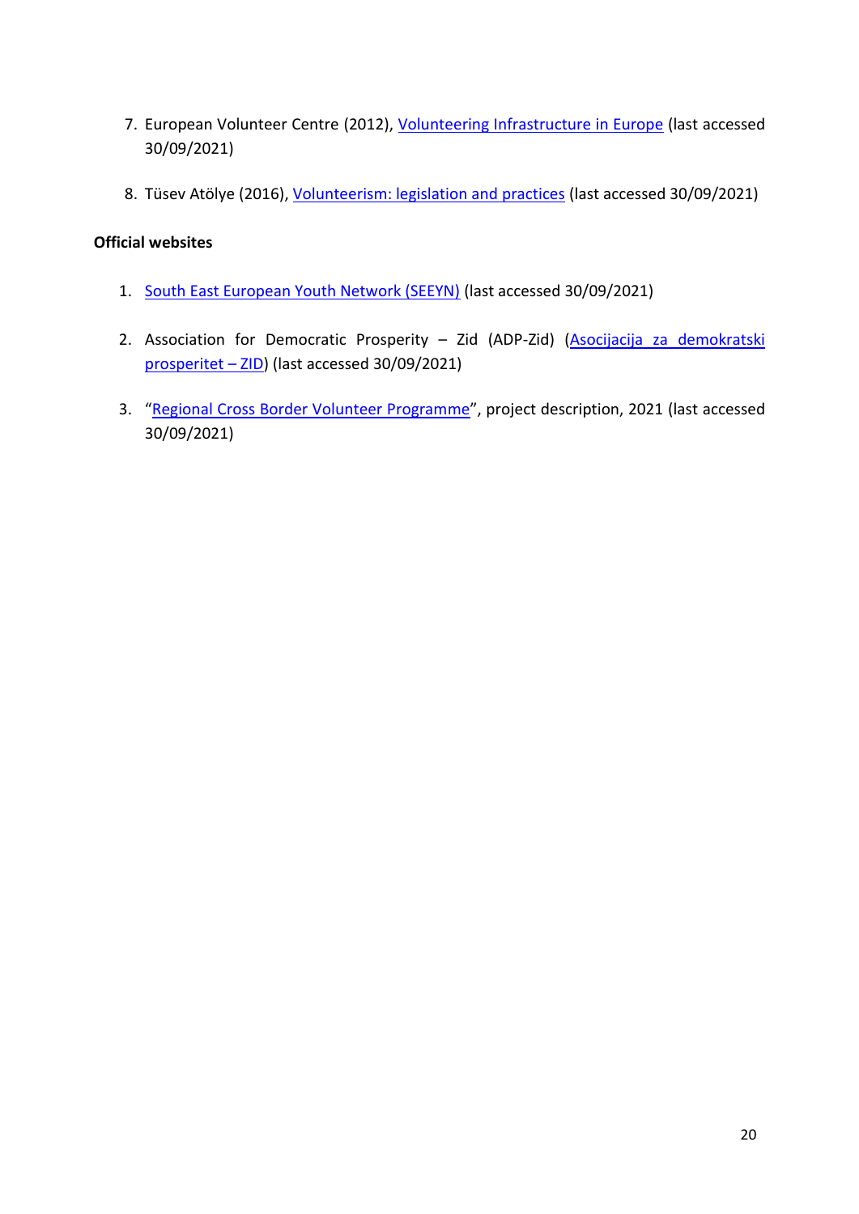7. European Volunteer Centre (2012), Volunteering Infrastructure in Europe (last accessed 30/09/2021)

8. Tüsev Atölye (2016), Volunteerism: legislation and practices (last accessed 30/09/2021)

**Official websites**

1. South East European Youth Network (SEEYN) (last accessed 30/09/2021)

2. Association for Democratic Prosperity – Zid (ADP-Zid) (Asocijacija za demokratski prosperitet – ZID) (last accessed 30/09/2021)

3. "Regional Cross Border Volunteer Programme", project description, 2021 (last accessed 30/09/2021)